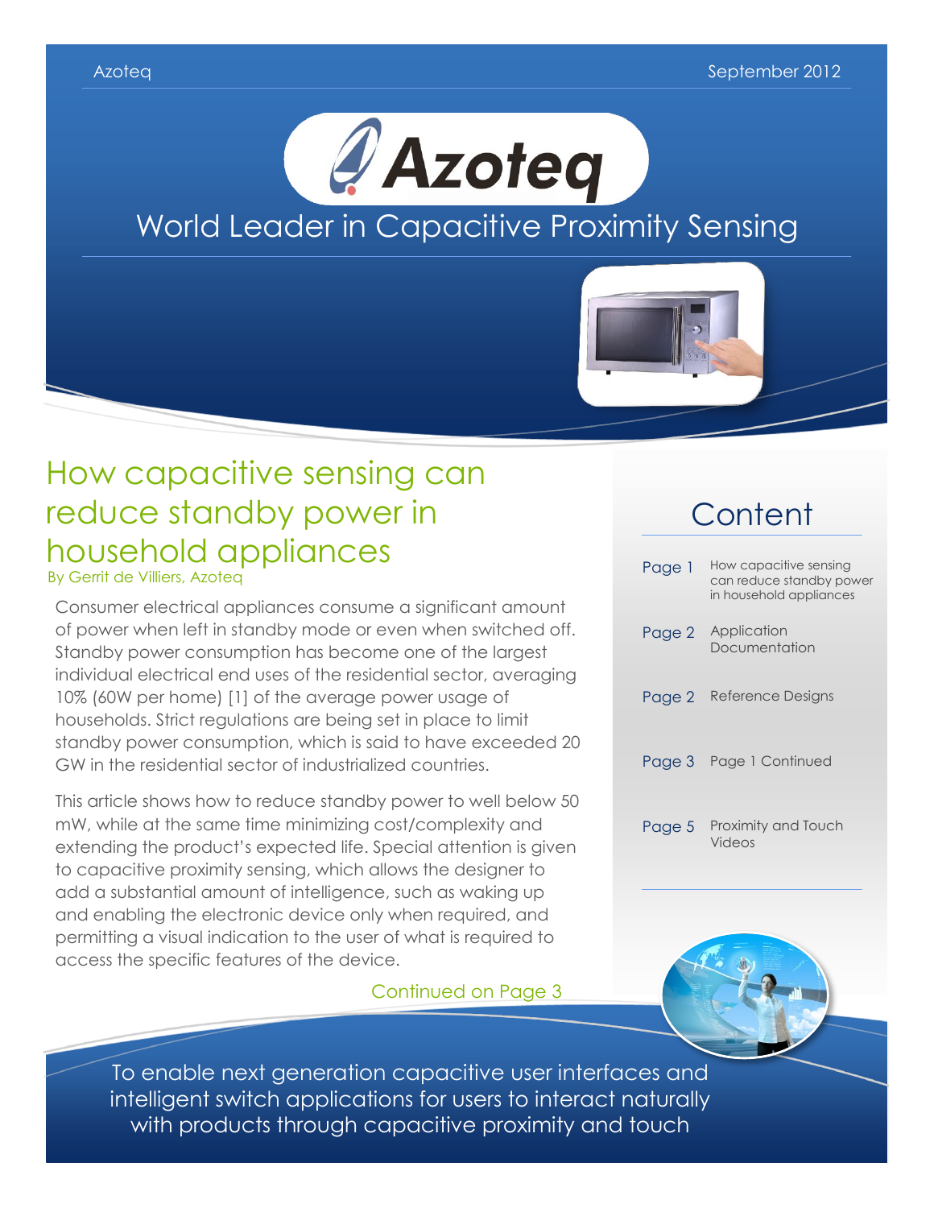Azoteq September 2012

# Azoteq

World Leader in Capacitive Proximity Sensing

## How capacitive sensing can reduce standby power in household appliances

By Gerrit de Villiers, Azoteq

Consumer electrical appliances consume a significant amount of power when left in standby mode or even when switched off. Standby power consumption has become one of the largest individual electrical end uses of the residential sector, averaging 10% (60W per home) [1] of the average power usage of households. Strict regulations are being set in place to limit standby power consumption, which is said to have exceeded 20 GW in the residential sector of industrialized countries.

This article shows how to reduce standby power to well below 50 mW, while at the same time minimizing cost/complexity and extending the product's expected life. Special attention is given to capacitive proximity sensing, which allows the designer to add a substantial amount of intelligence, such as waking up and enabling the electronic device only when required, and permitting a visual indication to the user of what is required to access the specific features of the device.

Continued on Page 3

## Content

| | |
|---|---|
| Page 1 | How capacitive sensing can reduce standby power in household appliances |
| Page 2 | Application Documentation |
| Page 2 | Reference Designs |
| Page 3 | Page 1 Continued |
| Page 5 | Proximity and Touch Videos |

To enable next generation capacitive user interfaces and intelligent switch applications for users to interact naturally with products through capacitive proximity and touch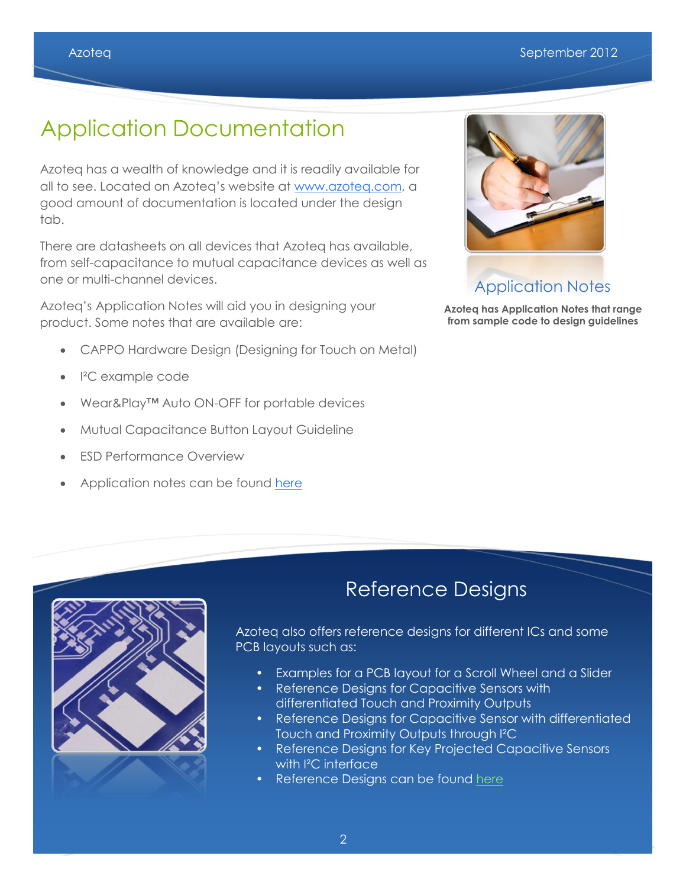# Application Documentation

Azoteq has a wealth of knowledge and it is readily available for all to see. Located on Azoteq's website at www.azoteq.com, a good amount of documentation is located under the design tab.

There are datasheets on all devices that Azoteq has available, from self-capacitance to mutual capacitance devices as well as one or multi-channel devices.

Azoteq's Application Notes will aid you in designing your product. Some notes that are available are:

- CAPPO Hardware Design (Designing for Touch on Metal)
- I²C example code
- Wear&Play™ Auto ON-OFF for portable devices
- Mutual Capacitance Button Layout Guideline
- ESD Performance Overview
- Application notes can be found here

## Application Notes

**Azoteq has Application Notes that range from sample code to design guidelines**

## Reference Designs

Azoteq also offers reference designs for different ICs and some PCB layouts such as:

- Examples for a PCB layout for a Scroll Wheel and a Slider
- Reference Designs for Capacitive Sensors with differentiated Touch and Proximity Outputs
- Reference Designs for Capacitive Sensor with differentiated Touch and Proximity Outputs through I²C
- Reference Designs for Key Projected Capacitive Sensors with I²C interface
- Reference Designs can be found here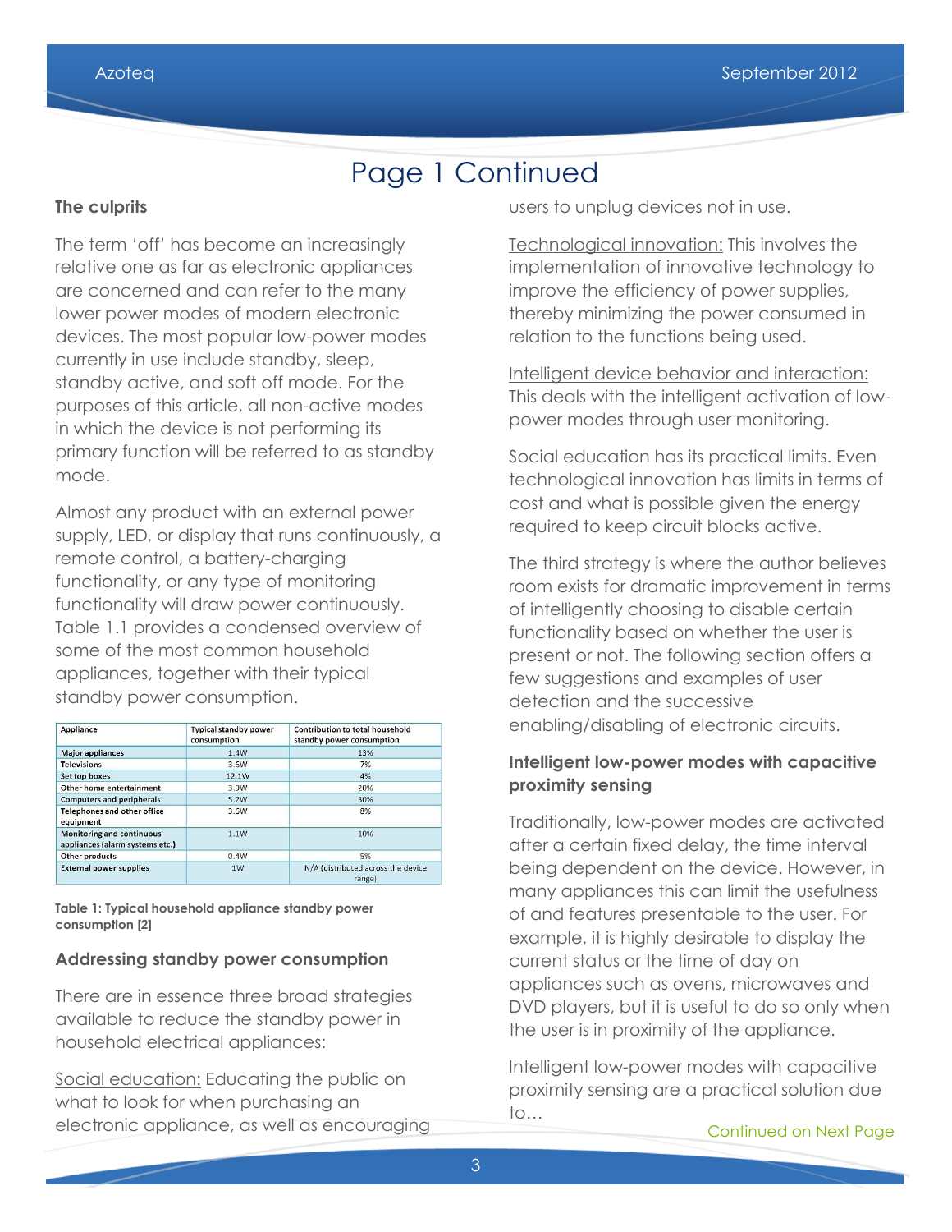# Page 1 Continued

**The culprits**

The term 'off' has become an increasingly relative one as far as electronic appliances are concerned and can refer to the many lower power modes of modern electronic devices. The most popular low-power modes currently in use include standby, sleep, standby active, and soft off mode. For the purposes of this article, all non-active modes in which the device is not performing its primary function will be referred to as standby mode.

Almost any product with an external power supply, LED, or display that runs continuously, a remote control, a battery-charging functionality, or any type of monitoring functionality will draw power continuously. Table 1.1 provides a condensed overview of some of the most common household appliances, together with their typical standby power consumption.

| Appliance | Typical standby power consumption | Contribution to total household standby power consumption |
|---|---|---|
| Major appliances | 1.4W | 13% |
| Televisions | 3.6W | 7% |
| Set top boxes | 12.1W | 4% |
| Other home entertainment | 3.9W | 20% |
| Computers and peripherals | 5.2W | 30% |
| Telephones and other office equipment | 3.6W | 8% |
| Monitoring and continuous appliances (alarm systems etc.) | 1.1W | 10% |
| Other products | 0.4W | 5% |
| External power supplies | 1W | N/A (distributed across the device range) |

**Table 1: Typical household appliance standby power consumption [2]**

**Addressing standby power consumption**

There are in essence three broad strategies available to reduce the standby power in household electrical appliances:

Social education: Educating the public on what to look for when purchasing an electronic appliance, as well as encouraging users to unplug devices not in use.

Technological innovation: This involves the implementation of innovative technology to improve the efficiency of power supplies, thereby minimizing the power consumed in relation to the functions being used.

Intelligent device behavior and interaction: This deals with the intelligent activation of low-power modes through user monitoring.

Social education has its practical limits. Even technological innovation has limits in terms of cost and what is possible given the energy required to keep circuit blocks active.

The third strategy is where the author believes room exists for dramatic improvement in terms of intelligently choosing to disable certain functionality based on whether the user is present or not. The following section offers a few suggestions and examples of user detection and the successive enabling/disabling of electronic circuits.

**Intelligent low-power modes with capacitive proximity sensing**

Traditionally, low-power modes are activated after a certain fixed delay, the time interval being dependent on the device. However, in many appliances this can limit the usefulness of and features presentable to the user. For example, it is highly desirable to display the current status or the time of day on appliances such as ovens, microwaves and DVD players, but it is useful to do so only when the user is in proximity of the appliance.

Intelligent low-power modes with capacitive proximity sensing are a practical solution due to…

Continued on Next Page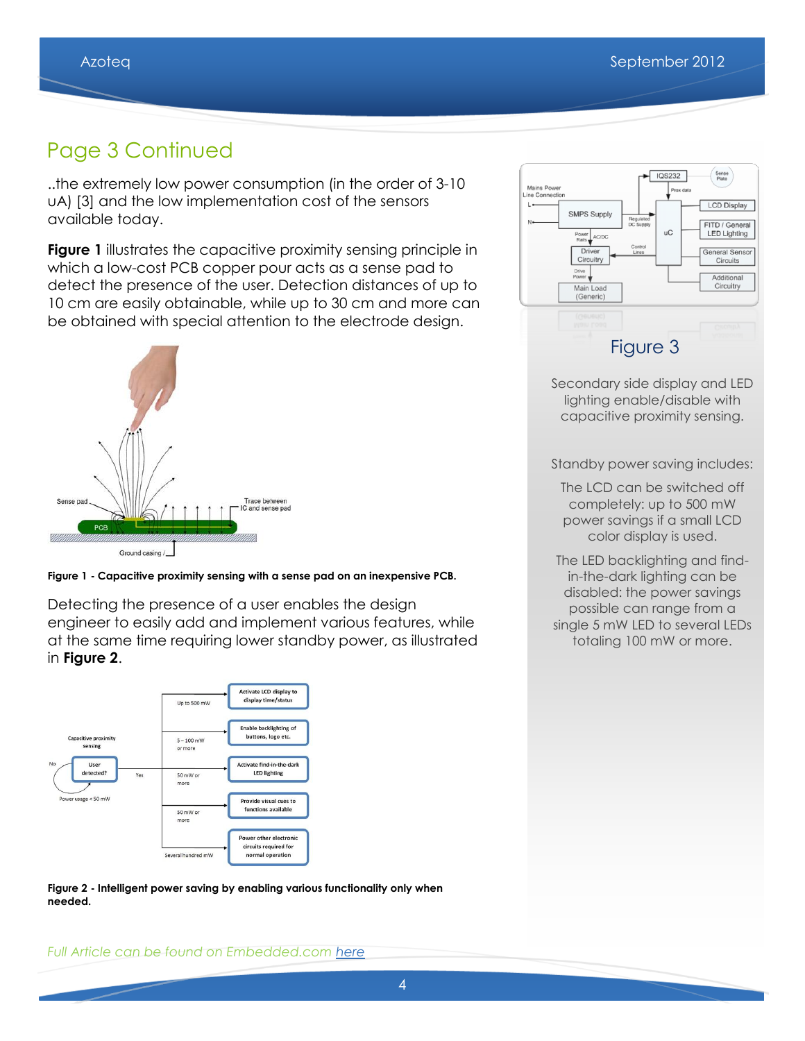## Page 3 Continued

..the extremely low power consumption (in the order of 3-10 uA) [3] and the low implementation cost of the sensors available today.

**Figure 1** illustrates the capacitive proximity sensing principle in which a low-cost PCB copper pour acts as a sense pad to detect the presence of the user. Detection distances of up to 10 cm are easily obtainable, while up to 30 cm and more can be obtained with special attention to the electrode design.

**Figure 1 - Capacitive proximity sensing with a sense pad on an inexpensive PCB.**

Detecting the presence of a user enables the design engineer to easily add and implement various features, while at the same time requiring lower standby power, as illustrated in **Figure 2**.

**Figure 2 - Intelligent power saving by enabling various functionality only when needed.**

*Full Article can be found on Embedded.com here*

Figure 3

Secondary side display and LED lighting enable/disable with capacitive proximity sensing.

Standby power saving includes:

The LCD can be switched off completely: up to 500 mW power savings if a small LCD color display is used.

The LED backlighting and find-in-the-dark lighting can be disabled: the power savings possible can range from a single 5 mW LED to several LEDs totaling 100 mW or more.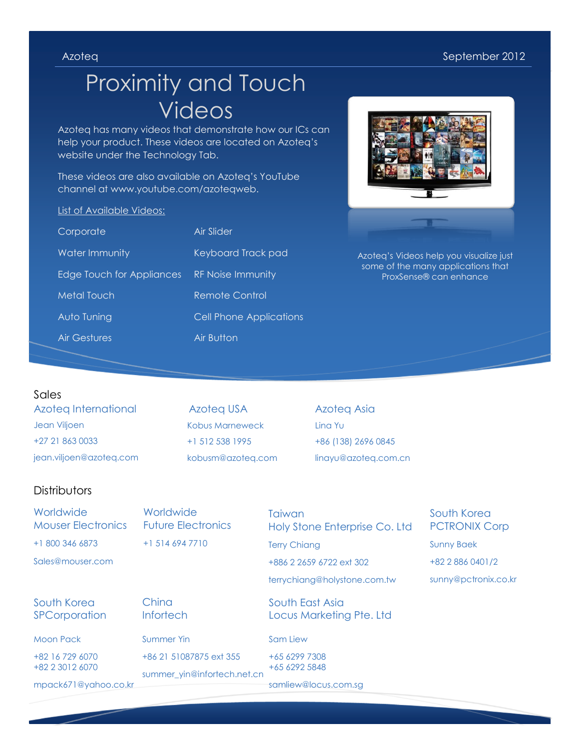Azoteq — September 2012

# Proximity and Touch Videos

Azoteq has many videos that demonstrate how our ICs can help your product. These videos are located on Azoteq's website under the Technology Tab.

These videos are also available on Azoteq's YouTube channel at www.youtube.com/azoteqweb.

List of Available Videos:

- Corporate
- Water Immunity
- Edge Touch for Appliances
- Metal Touch
- Auto Tuning
- Air Gestures
- Air Slider
- Keyboard Track pad
- RF Noise Immunity
- Remote Control
- Cell Phone Applications
- Air Button

Azoteq's Videos help you visualize just some of the many applications that ProxSense® can enhance

## Sales

**Azoteq International**
Jean Viljoen
+27 21 863 0033
jean.viljoen@azoteq.com

**Azoteq USA**
Kobus Marneweck
+1 512 538 1995
kobusm@azoteq.com

**Azoteq Asia**
Lina Yu
+86 (138) 2696 0845
linayu@azoteq.com.cn

## Distributors

**Worldwide**
**Mouser Electronics**
+1 800 346 6873
Sales@mouser.com

**Worldwide**
**Future Electronics**
+1 514 694 7710

**Taiwan**
**Holy Stone Enterprise Co. Ltd**
Terry Chiang
+886 2 2659 6722 ext 302
terrychiang@holystone.com.tw

**South Korea**
**PCTRONIX Corp**
Sunny Baek
+82 2 886 0401/2
sunny@pctronix.co.kr

**South Korea**
**SPCorporation**
Moon Pack
+82 16 729 6070
+82 2 3012 6070
mpack671@yahoo.co.kr

**China**
**Infortech**
Summer Yin
+86 21 51087875 ext 355
summer_yin@infortech.net.cn

**South East Asia**
**Locus Marketing Pte. Ltd**
Sam Liew
+65 6299 7308
+65 6292 5848
samliew@locus.com.sg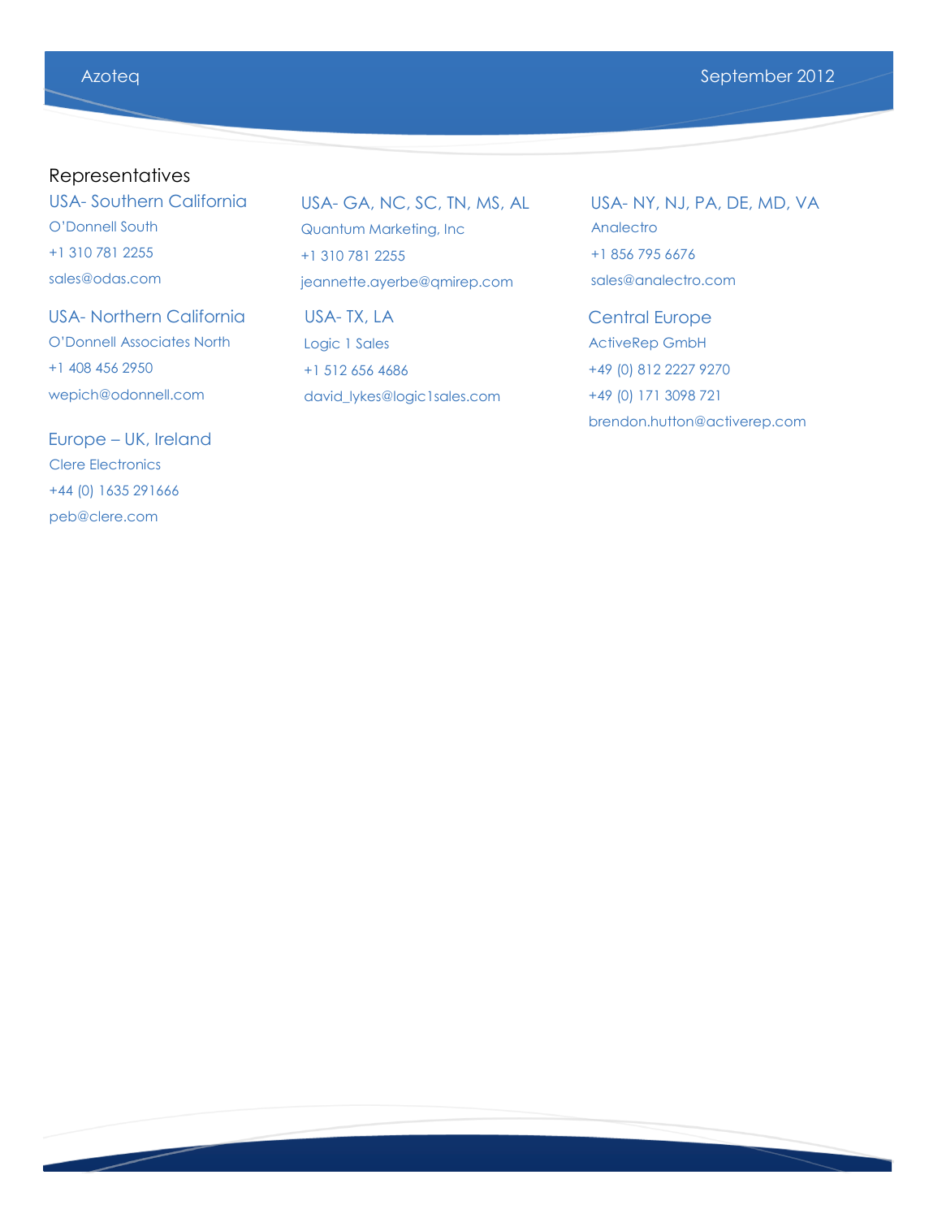# Representatives

### USA- Southern California

O'Donnell South

+1 310 781 2255

sales@odas.com

### USA- Northern California

O'Donnell Associates North

+1 408 456 2950

wepich@odonnell.com

### Europe – UK, Ireland

Clere Electronics

+44 (0) 1635 291666

peb@clere.com

### USA- GA, NC, SC, TN, MS, AL

Quantum Marketing, Inc

+1 310 781 2255

jeannette.ayerbe@qmirep.com

### USA- TX, LA

Logic 1 Sales

+1 512 656 4686

david_lykes@logic1sales.com

### USA- NY, NJ, PA, DE, MD, VA

Analectro

+1 856 795 6676

sales@analectro.com

### Central Europe

ActiveRep GmbH

+49 (0) 812 2227 9270

+49 (0) 171 3098 721

brendon.hutton@activerep.com